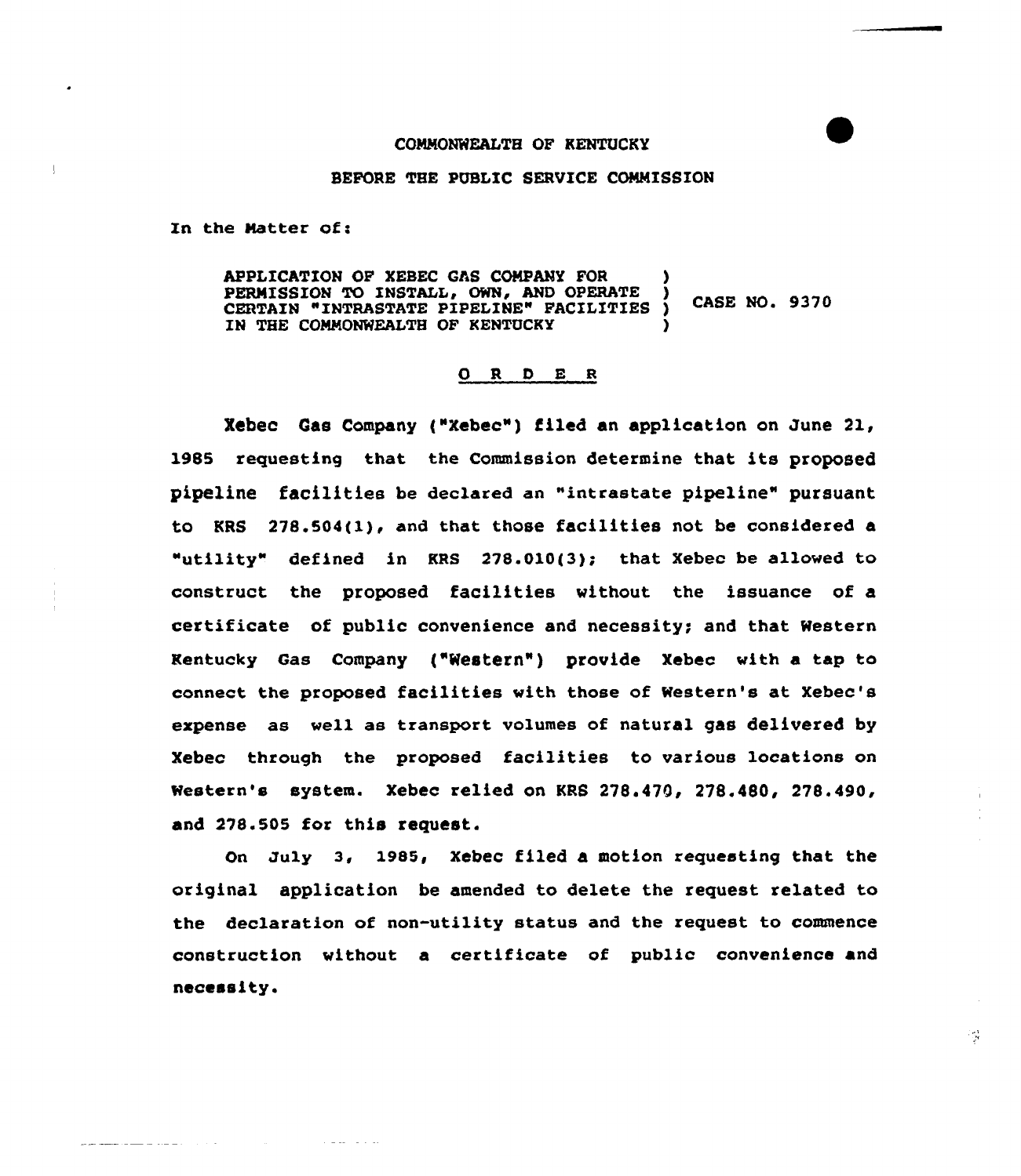COMMONWEALTH OF KENTUCKY

BEFORE THE PUBLIC SERVICE COMMISSION

In the Matter of:

| | | |
|---|---|---|
| APPLICATION OF XEBEC GAS COMPANY FOR PERMISSION TO INSTALL, OWN, AND OPERATE CERTAIN "INTRASTATE PIPELINE" FACILITIES IN THE COMMONWEALTH OF KENTUCKY | ) ) ) ) | CASE NO. 9370 |

O R D E R

Xebec Gas Company ("Xebec") filed an application on June 21, 1985 requesting that the Commission determine that its proposed pipeline facilities be declared an "intrastate pipeline" pursuant to KRS 278.504(1), and that those facilities not be considered a "utility" defined in KRS 278.010(3); that Xebec be allowed to construct the proposed facilities without the issuance of a certificate of public convenience and necessity; and that Western Kentucky Gas Company ("Western") provide Xebec with a tap to connect the proposed facilities with those of Western's at Xebec's expense as well as transport volumes of natural gas delivered by Xebec through the proposed facilities to various locations on Western's system. Xebec relied on KRS 278.470, 278.480, 278.490, and 278.505 for this request.

On July 3, 1985, Xebec filed a motion requesting that the original application be amended to delete the request related to the declaration of non-utility status and the request to commence construction without a certificate of public convenience and necessity.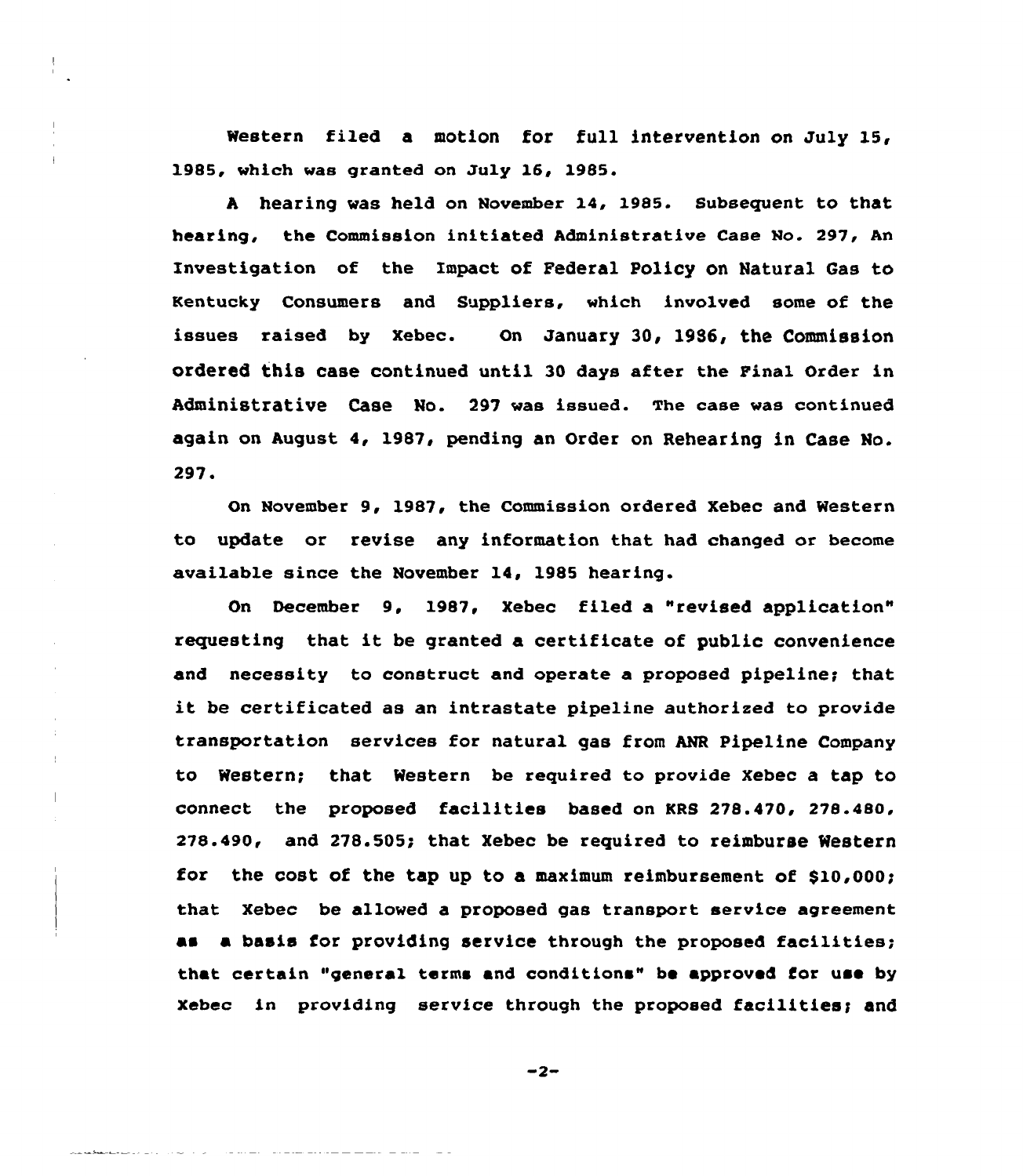Western filed a motion for full intervention on July 15, 1985, which was granted on July 16, 1985.

A hearing was held on November 14, 1985. Subsequent to that hearing, the Commission initiated Administrative Case No. 297, An Investigation of the Impact of Federal Policy on Natural Gas to Kentucky Consumers and Suppliers, which involved some of the issues raised by Xebec. On January 30, 1986, the Commission ordered this case continued until 30 days after the Final Order in Administrative Case No. 297 was issued. The case was continued again on August 4, 1987, pending an Order on Rehearing in Case No. 297.

On November 9, 1987, the Commission ordered Xebec and Western to update or revise any information that had changed or become available since the November 14, 1985 hearing.

On December 9, 1987, Xebec filed a "revised application" requesting that it be granted a certificate of public convenience and necessity to construct and operate a proposed pipeline; that it be certificated as an intrastate pipeline authorized to provide transportation services for natural gas from ANR Pipeline Company to Western; that Western be required to provide Xebec a tap to connect the proposed facilities based on KRS 278.470, 278.480, 278.490, and 278.505; that Xebec be required to reimburse Western for the cost of the tap up to a maximum reimbursement of $10,000; that Xebec be allowed a proposed gas transport service agreement as a basis for providing service through the proposed facilities; that certain "general terms and conditions" be approved for use by Xebec in providing service through the proposed facilities; and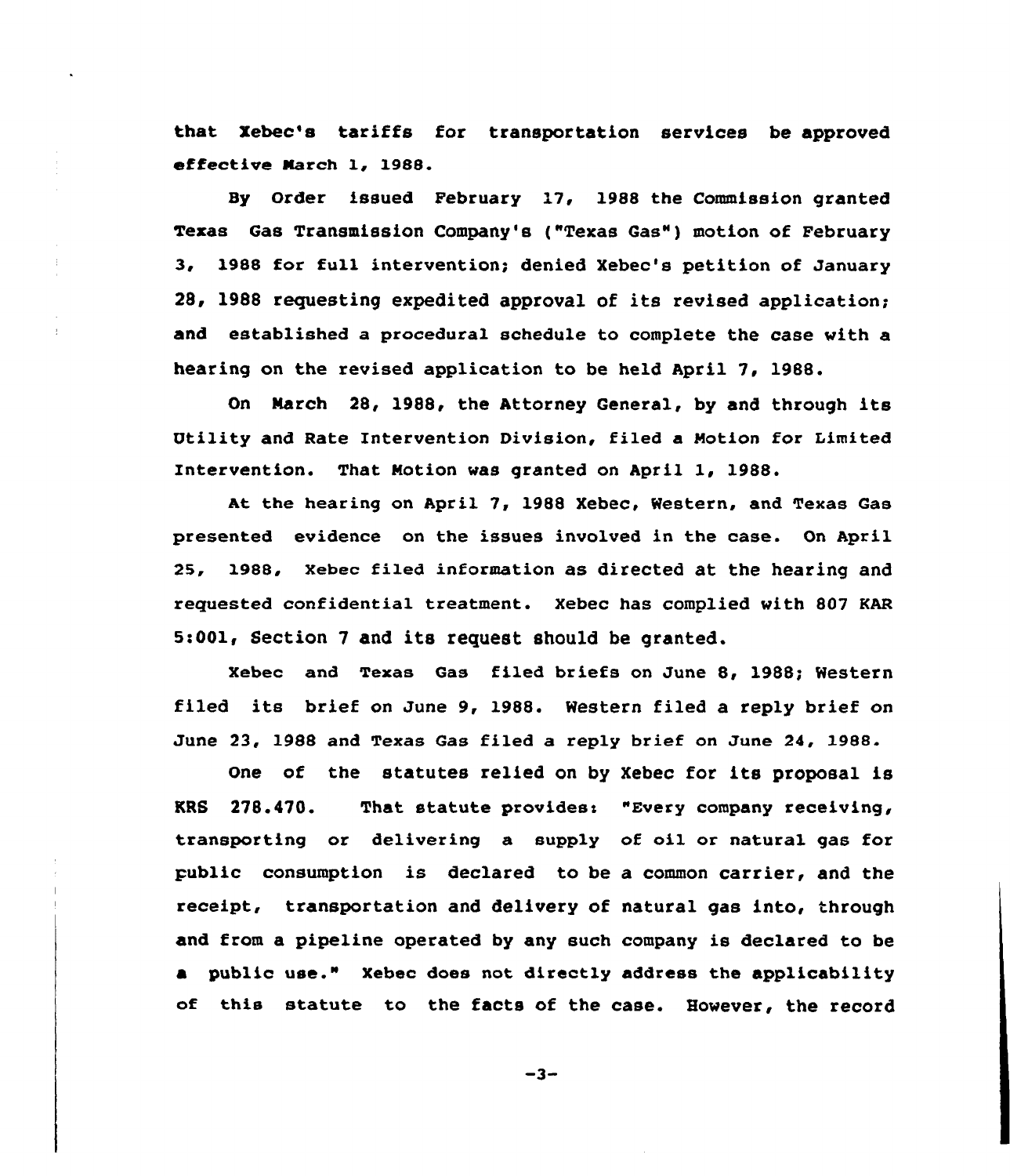that Xebec's tariffs for transportation services be approved effective March 1, 1988.

By Order issued February 17, 1988 the Commission granted Texas Gas Transmission Company's ("Texas Gas") motion of February 3, 1988 for full intervention; denied Xebec's petition of January 28, 1988 requesting expedited approval of its revised application; and established a procedural schedule to complete the case with a hearing on the revised application to be held April 7, 1988.

On March 28, 1988, the Attorney General, by and through its Utility and Rate Intervention Division, filed a Motion for Limited Intervention. That Motion was granted on April 1, 1988.

At the hearing on April 7, 1988 Xebec, Western, and Texas Gas presented evidence on the issues involved in the case. On April 25, 1988, Xebec filed information as directed at the hearing and requested confidential treatment. Xebec has complied with 807 KAR 5:001, Section 7 and its request should be granted.

Xebec and Texas Gas filed briefs on June 8, 1988; Western filed its brief on June 9, 1988. Western filed a reply brief on June 23, 1988 and Texas Gas filed a reply brief on June 24, 1988.

One of the statutes relied on by Xebec for its proposal is KRS 278.470. That statute provides: "Every company receiving, transporting or delivering a supply of oil or natural gas for public consumption is declared to be a common carrier, and the receipt, transportation and delivery of natural gas into, through and from a pipeline operated by any such company is declared to be a public use." Xebec does not directly address the applicability of this statute to the facts of the case. However, the record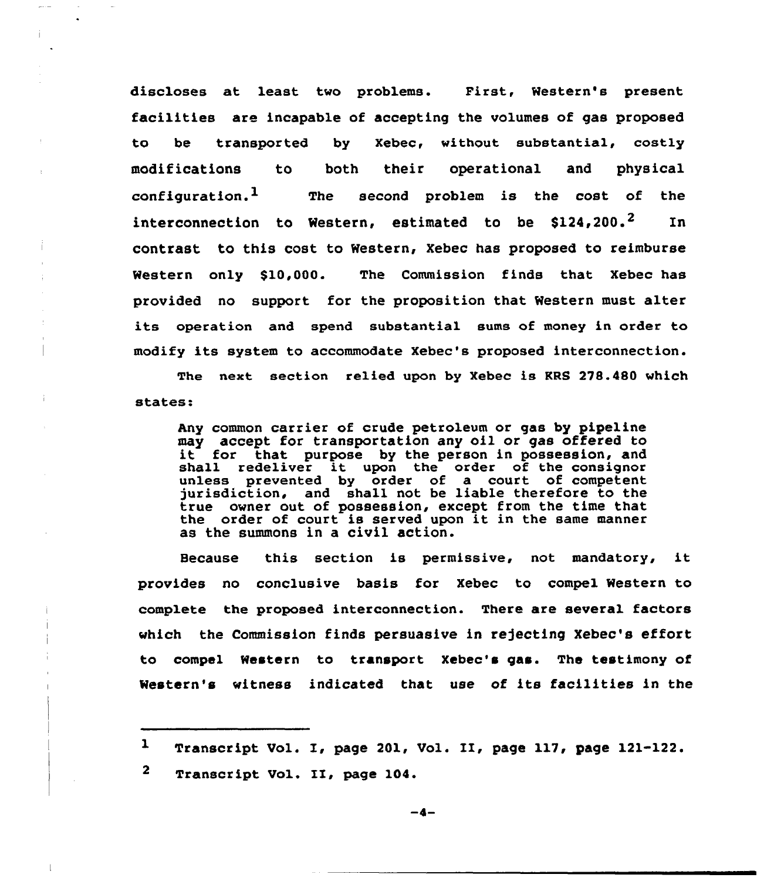discloses at least two problems. First, Western's present facilities are incapable of accepting the volumes of gas proposed to be transported by Xebec, without substantial, costly modifications to both their operational and physical configuration.[1] The second problem is the cost of the interconnection to Western, estimated to be $124,200.[2] In contrast to this cost to Western, Xebec has proposed to reimburse Western only $10,000. The Commission finds that Xebec has provided no support for the proposition that Western must alter its operation and spend substantial sums of money in order to modify its system to accommodate Xebec's proposed interconnection.

The next section relied upon by Xebec is KRS 278.480 which states:

> Any common carrier of crude petroleum or gas by pipeline may accept for transportation any oil or gas offered to it for that purpose by the person in possession, and shall redeliver it upon the order of the consignor unless prevented by order of a court of competent jurisdiction, and shall not be liable therefore to the true owner out of possession, except from the time that the order of court is served upon it in the same manner as the summons in a civil action.

Because this section is permissive, not mandatory, it provides no conclusive basis for Xebec to compel Western to complete the proposed interconnection. There are several factors which the Commission finds persuasive in rejecting Xebec's effort to compel Western to transport Xebec's gas. The testimony of Western's witness indicated that use of its facilities in the

---

[1] Transcript Vol. I, page 201, Vol. II, page 117, page 121-122.

[2] Transcript Vol. II, page 104.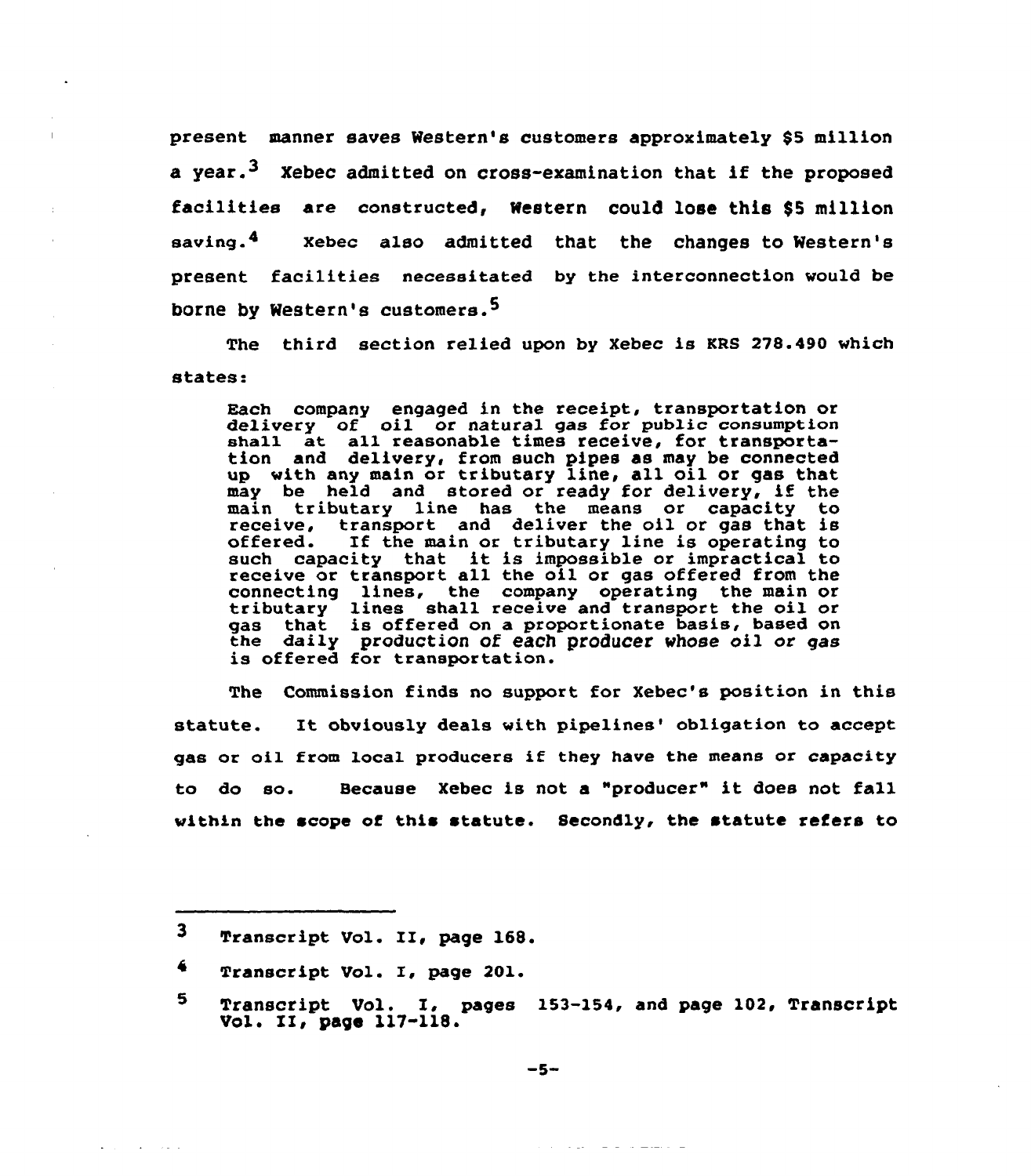present manner saves Western's customers approximately $5 million a year.[3] Xebec admitted on cross-examination that if the proposed facilities are constructed, Western could lose this $5 million saving.[4] Xebec also admitted that the changes to Western's present facilities necessitated by the interconnection would be borne by Western's customers.[5]

The third section relied upon by Xebec is KRS 278.490 which states:

> Each company engaged in the receipt, transportation or delivery of oil or natural gas for public consumption shall at all reasonable times receive, for transportation and delivery, from such pipes as may be connected up with any main or tributary line, all oil or gas that may be held and stored or ready for delivery, if the main tributary line has the means or capacity to receive, transport and deliver the oil or gas that is offered. If the main or tributary line is operating to such capacity that it is impossible or impractical to receive or transport all the oil or gas offered from the connecting lines, the company operating the main or tributary lines shall receive and transport the oil or gas that is offered on a proportionate basis, based on the daily production of each producer whose oil or gas is offered for transportation.

The Commission finds no support for Xebec's position in this statute. It obviously deals with pipelines' obligation to accept gas or oil from local producers if they have the means or capacity to do so. Because Xebec is not a "producer" it does not fall within the scope of this statute. Secondly, the statute refers to

---

[3] Transcript Vol. II, page 168.

[4] Transcript Vol. I, page 201.

[5] Transcript Vol. I, pages 153-154, and page 102, Transcript Vol. II, page 117-118.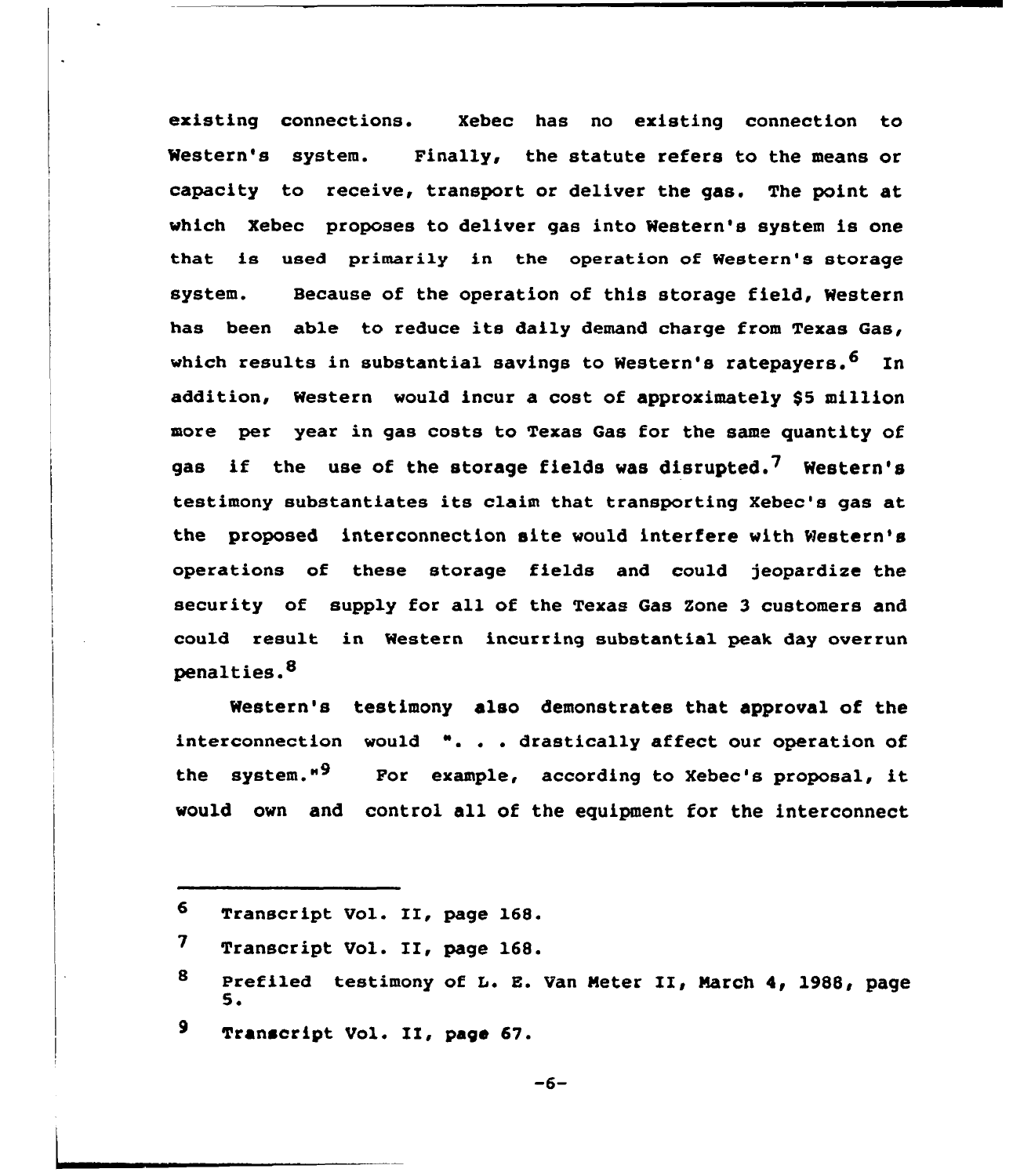existing connections. Xebec has no existing connection to Western's system. Finally, the statute refers to the means or capacity to receive, transport or deliver the gas. The point at which Xebec proposes to deliver gas into Western's system is one that is used primarily in the operation of Western's storage system. Because of the operation of this storage field, Western has been able to reduce its daily demand charge from Texas Gas, which results in substantial savings to Western's ratepayers.[6] In addition, Western would incur a cost of approximately $5 million more per year in gas costs to Texas Gas for the same quantity of gas if the use of the storage fields was disrupted.[7] Western's testimony substantiates its claim that transporting Xebec's gas at the proposed interconnection site would interfere with Western's operations of these storage fields and could jeopardize the security of supply for all of the Texas Gas Zone 3 customers and could result in Western incurring substantial peak day overrun penalties.[8]

Western's testimony also demonstrates that approval of the interconnection would ". . . drastically affect our operation of the system."[9] For example, according to Xebec's proposal, it would own and control all of the equipment for the interconnect

---

[6] Transcript Vol. II, page 168.

[7] Transcript Vol. II, page 168.

[8] Prefiled testimony of L. E. Van Meter II, March 4, 1988, page 5.

[9] Transcript Vol. II, page 67.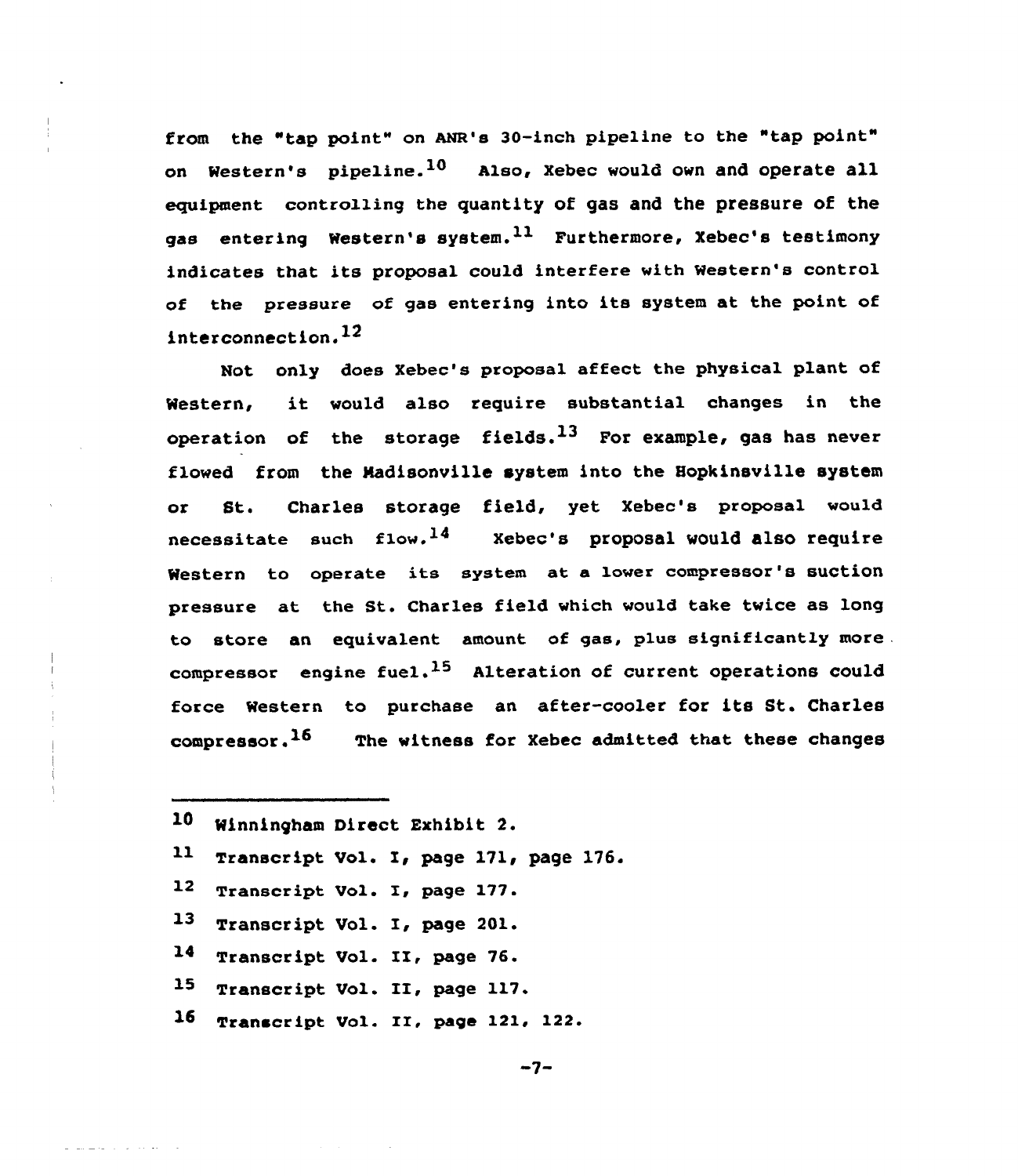from the "tap point" on ANR's 30-inch pipeline to the "tap point" on Western's pipeline.[10] Also, Xebec would own and operate all equipment controlling the quantity of gas and the pressure of the gas entering Western's system.[11] Furthermore, Xebec's testimony indicates that its proposal could interfere with Western's control of the pressure of gas entering into its system at the point of interconnection.[12]

Not only does Xebec's proposal affect the physical plant of Western, it would also require substantial changes in the operation of the storage fields.[13] For example, gas has never flowed from the Madisonville system into the Hopkinsville system or St. Charles storage field, yet Xebec's proposal would necessitate such flow.[14] Xebec's proposal would also require Western to operate its system at a lower compressor's suction pressure at the St. Charles field which would take twice as long to store an equivalent amount of gas, plus significantly more compressor engine fuel.[15] Alteration of current operations could force Western to purchase an after-cooler for its St. Charles compressor.[16] The witness for Xebec admitted that these changes

---

[10] Winningham Direct Exhibit 2.

[11] Transcript Vol. I, page 171, page 176.

[12] Transcript Vol. I, page 177.

[13] Transcript Vol. I, page 201.

[14] Transcript Vol. II, page 76.

[15] Transcript Vol. II, page 117.

[16] Transcript Vol. II, page 121, 122.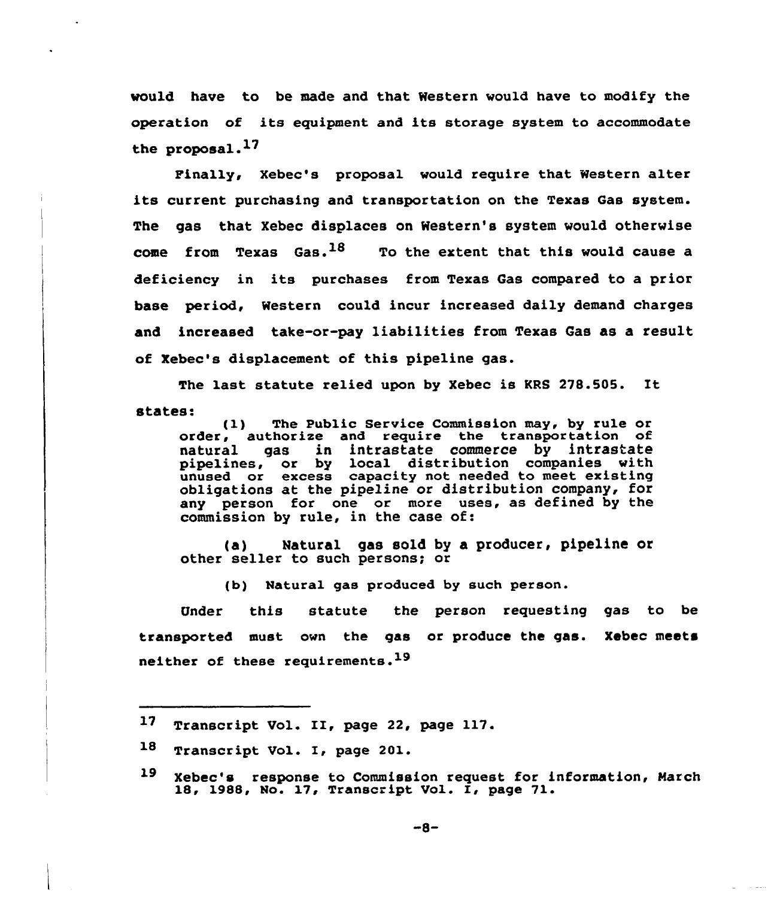would have to be made and that Western would have to modify the operation of its equipment and its storage system to accommodate the proposal.[17]

Finally, Xebec's proposal would require that Western alter its current purchasing and transportation on the Texas Gas system. The gas that Xebec displaces on Western's system would otherwise come from Texas Gas.[18] To the extent that this would cause a deficiency in its purchases from Texas Gas compared to a prior base period, Western could incur increased daily demand charges and increased take-or-pay liabilities from Texas Gas as a result of Xebec's displacement of this pipeline gas.

The last statute relied upon by Xebec is KRS 278.505. It states:

> (1) The Public Service Commission may, by rule or order, authorize and require the transportation of natural gas in intrastate commerce by intrastate pipelines, or by local distribution companies with unused or excess capacity not needed to meet existing obligations at the pipeline or distribution company, for any person for one or more uses, as defined by the commission by rule, in the case of:
>
> (a) Natural gas sold by a producer, pipeline or other seller to such persons; or
>
> (b) Natural gas produced by such person.

Under this statute the person requesting gas to be transported must own the gas or produce the gas. Xebec meets neither of these requirements.[19]

---

[17] Transcript Vol. II, page 22, page 117.

[18] Transcript Vol. I, page 201.

[19] Xebec's response to Commission request for information, March 18, 1988, No. 17, Transcript Vol. I, page 71.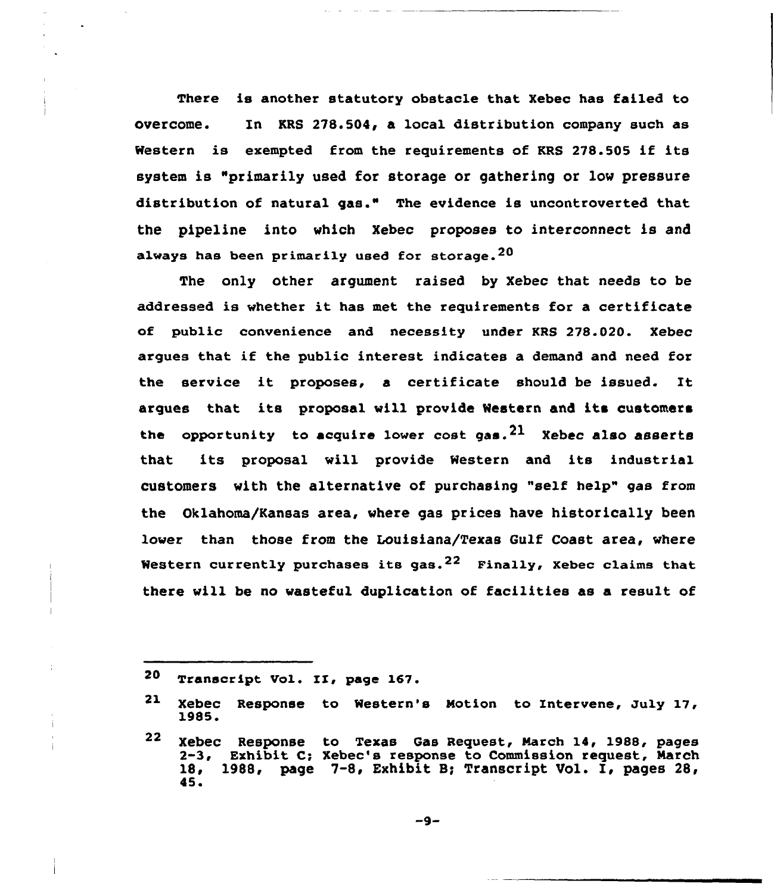There is another statutory obstacle that Xebec has failed to overcome. In KRS 278.504, a local distribution company such as Western is exempted from the requirements of KRS 278.505 if its system is "primarily used for storage or gathering or low pressure distribution of natural gas." The evidence is uncontroverted that the pipeline into which Xebec proposes to interconnect is and always has been primarily used for storage.[20]

The only other argument raised by Xebec that needs to be addressed is whether it has met the requirements for a certificate of public convenience and necessity under KRS 278.020. Xebec argues that if the public interest indicates a demand and need for the service it proposes, a certificate should be issued. It argues that its proposal will provide Western and its customers the opportunity to acquire lower cost gas.[21] Xebec also asserts that its proposal will provide Western and its industrial customers with the alternative of purchasing "self help" gas from the Oklahoma/Kansas area, where gas prices have historically been lower than those from the Louisiana/Texas Gulf Coast area, where Western currently purchases its gas.[22] Finally, Xebec claims that there will be no wasteful duplication of facilities as a result of

---

[20] Transcript Vol. II, page 167.

[21] Xebec Response to Western's Motion to Intervene, July 17, 1985.

[22] Xebec Response to Texas Gas Request, March 14, 1988, pages 2-3, Exhibit C; Xebec's response to Commission request, March 18, 1988, page 7-8, Exhibit B; Transcript Vol. I, pages 28, 45.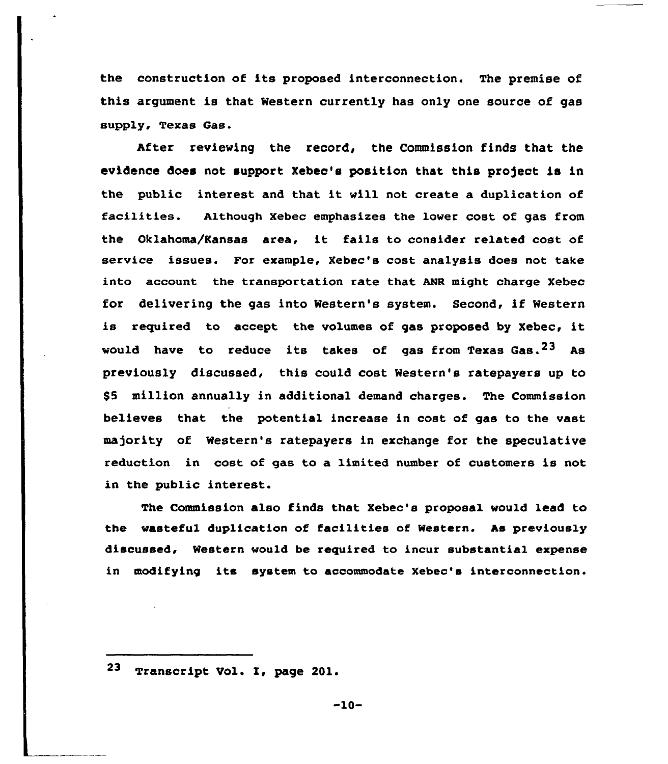the construction of its proposed interconnection. The premise of this argument is that Western currently has only one source of gas supply, Texas Gas.

After reviewing the record, the Commission finds that the evidence does not support Xebec's position that this project is in the public interest and that it will not create a duplication of facilities. Although Xebec emphasizes the lower cost of gas from the Oklahoma/Kansas area, it fails to consider related cost of service issues. For example, Xebec's cost analysis does not take into account the transportation rate that ANR might charge Xebec for delivering the gas into Western's system. Second, if Western is required to accept the volumes of gas proposed by Xebec, it would have to reduce its takes of gas from Texas Gas.[23] As previously discussed, this could cost Western's ratepayers up to $5 million annually in additional demand charges. The Commission believes that the potential increase in cost of gas to the vast majority of Western's ratepayers in exchange for the speculative reduction in cost of gas to a limited number of customers is not in the public interest.

The Commission also finds that Xebec's proposal would lead to the wasteful duplication of facilities of Western. As previously discussed, Western would be required to incur substantial expense in modifying its system to accommodate Xebec's interconnection.

---

[23] Transcript Vol. I, page 201.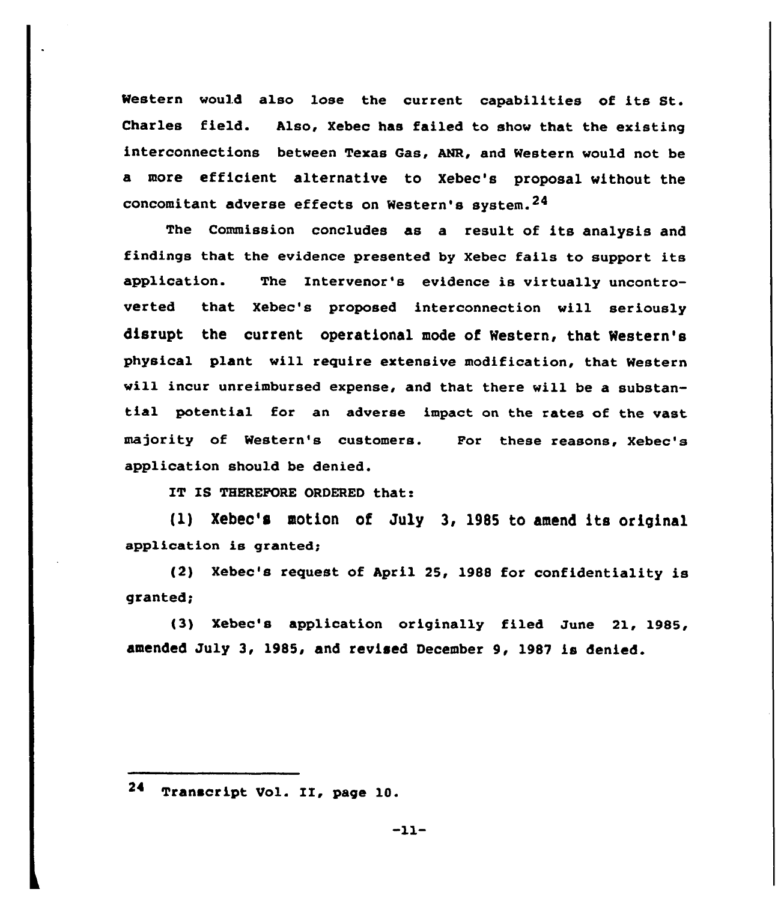Western would also lose the current capabilities of its St. Charles field. Also, Xebec has failed to show that the existing interconnections between Texas Gas, ANR, and Western would not be a more efficient alternative to Xebec's proposal without the concomitant adverse effects on Western's system.[24]

The Commission concludes as a result of its analysis and findings that the evidence presented by Xebec fails to support its application. The Intervenor's evidence is virtually uncontroverted that Xebec's proposed interconnection will seriously disrupt the current operational mode of Western, that Western's physical plant will require extensive modification, that Western will incur unreimbursed expense, and that there will be a substantial potential for an adverse impact on the rates of the vast majority of Western's customers. For these reasons, Xebec's application should be denied.

IT IS THEREFORE ORDERED that:

(1) Xebec's motion of July 3, 1985 to amend its original application is granted;

(2) Xebec's request of April 25, 1988 for confidentiality is granted;

(3) Xebec's application originally filed June 21, 1985, amended July 3, 1985, and revised December 9, 1987 is denied.

---

[24] Transcript Vol. II, page 10.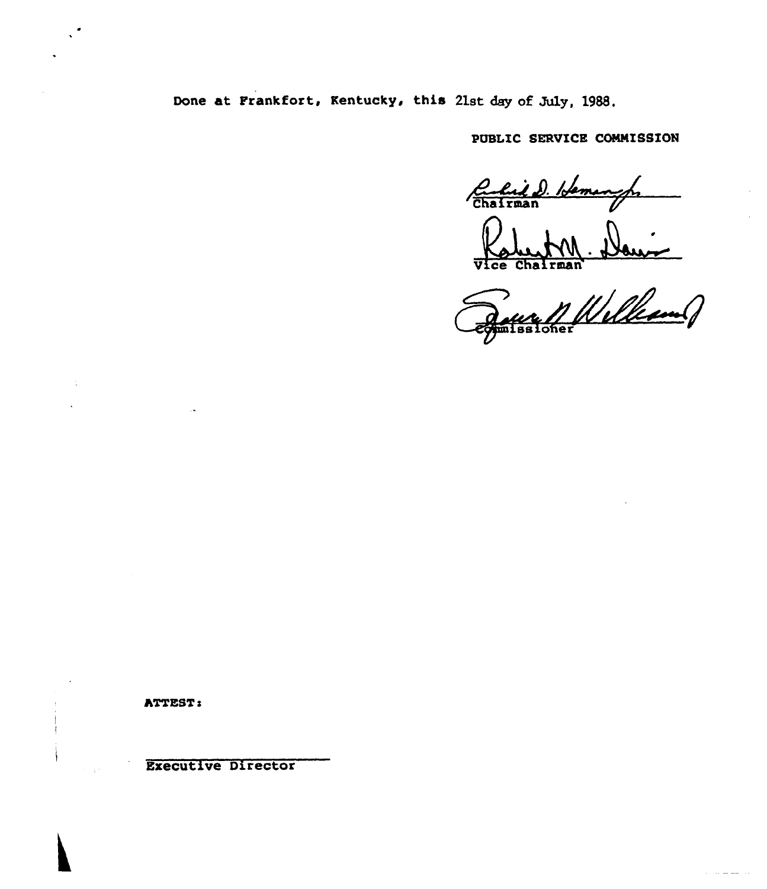Done at Frankfort, Kentucky, this 21st day of July, 1988.

PUBLIC SERVICE COMMISSION

Chairman

Vice Chairman

Commissioner

ATTEST:

Executive Director